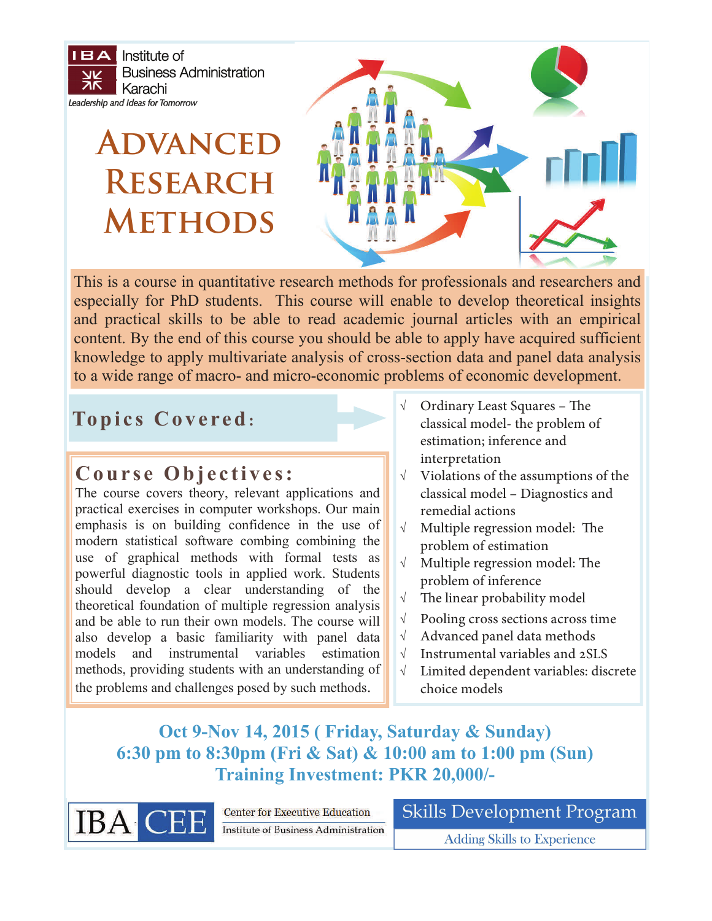IBA Institute of Business Administration Karachi

*Leadership and Ideas for Tomorrow*

# ADVANCED RESEARCH METHODS

This is a course in quantitative research methods for professionals and researchers and especially for PhD students. This course will enable to develop theoretical insights and practical skills to be able to read academic journal articles with an empirical content. By the end of this course you should be able to apply have acquired sufficient knowledge to apply multivariate analysis of cross-section data and panel data analysis to a wide range of macro- and micro-economic problems of economic development.

## Topics Covered:

- √ Ordinary Least Squares – The classical model- the problem of estimation; inference and interpretation
- √ Violations of the assumptions of the classical model – Diagnostics and remedial actions
- √ Multiple regression model: The problem of estimation
- √ Multiple regression model: The problem of inference
- √ The linear probability model
- √ Pooling cross sections across time
- √ Advanced panel data methods
- √ Instrumental variables and 2SLS
- √ Limited dependent variables: discrete choice models

## Course Objectives:

The course covers theory, relevant applications and practical exercises in computer workshops. Our main emphasis is on building confidence in the use of modern statistical software combing combining the use of graphical methods with formal tests as powerful diagnostic tools in applied work. Students should develop a clear understanding of the theoretical foundation of multiple regression analysis and be able to run their own models. The course will also develop a basic familiarity with panel data models and instrumental variables estimation methods, providing students with an understanding of the problems and challenges posed by such methods.

**Oct 9-Nov 14, 2015 ( Friday, Saturday & Sunday)**

**6:30 pm to 8:30pm (Fri & Sat) & 10:00 am to 1:00 pm (Sun)**

**Training Investment: PKR 20,000/-**

IBA CEE — Center for Executive Education, Institute of Business Administration

Skills Development Program — Adding Skills to Experience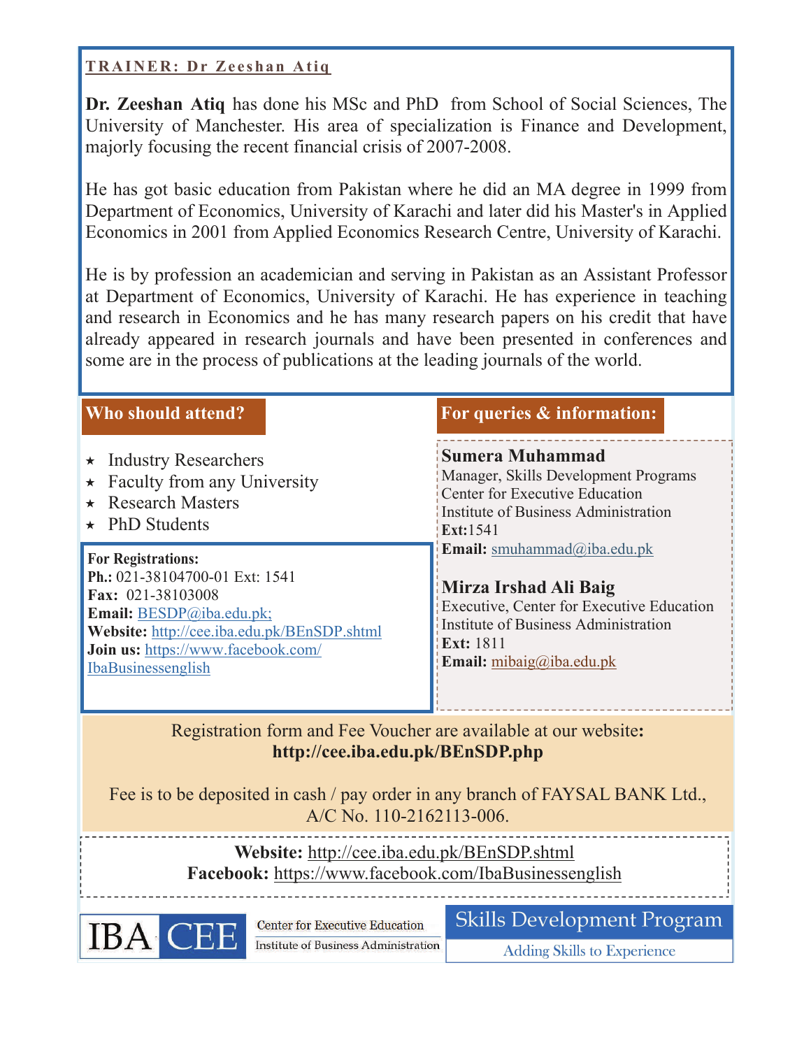## TRAINER: Dr Zeeshan Atiq

**Dr. Zeeshan Atiq** has done his MSc and PhD from School of Social Sciences, The University of Manchester. His area of specialization is Finance and Development, majorly focusing the recent financial crisis of 2007-2008.

He has got basic education from Pakistan where he did an MA degree in 1999 from Department of Economics, University of Karachi and later did his Master's in Applied Economics in 2001 from Applied Economics Research Centre, University of Karachi.

He is by profession an academician and serving in Pakistan as an Assistant Professor at Department of Economics, University of Karachi. He has experience in teaching and research in Economics and he has many research papers on his credit that have already appeared in research journals and have been presented in conferences and some are in the process of publications at the leading journals of the world.

## Who should attend?

- Industry Researchers
- Faculty from any University
- Research Masters
- PhD Students

**For Registrations:**
**Ph.:** 021-38104700-01 Ext: 1541
**Fax:** 021-38103008
**Email:** BESDP@iba.edu.pk;
**Website:** http://cee.iba.edu.pk/BEnSDP.shtml
**Join us:** https://www.facebook.com/IbaBusinessenglish

## For queries & information:

**Sumera Muhammad**
Manager, Skills Development Programs
Center for Executive Education
Institute of Business Administration
**Ext:**1541
**Email:** smuhammad@iba.edu.pk

**Mirza Irshad Ali Baig**
Executive, Center for Executive Education
Institute of Business Administration
**Ext:** 1811
**Email:** mibaig@iba.edu.pk

Registration form and Fee Voucher are available at our website**:**
**http://cee.iba.edu.pk/BEnSDP.php**

Fee is to be deposited in cash / pay order in any branch of FAYSAL BANK Ltd., A/C No. 110-2162113-006.

**Website:** http://cee.iba.edu.pk/BEnSDP.shtml
**Facebook:** https://www.facebook.com/IbaBusinessenglish

IBA CEE
Center for Executive Education
Institute of Business Administration

Skills Development Program
Adding Skills to Experience